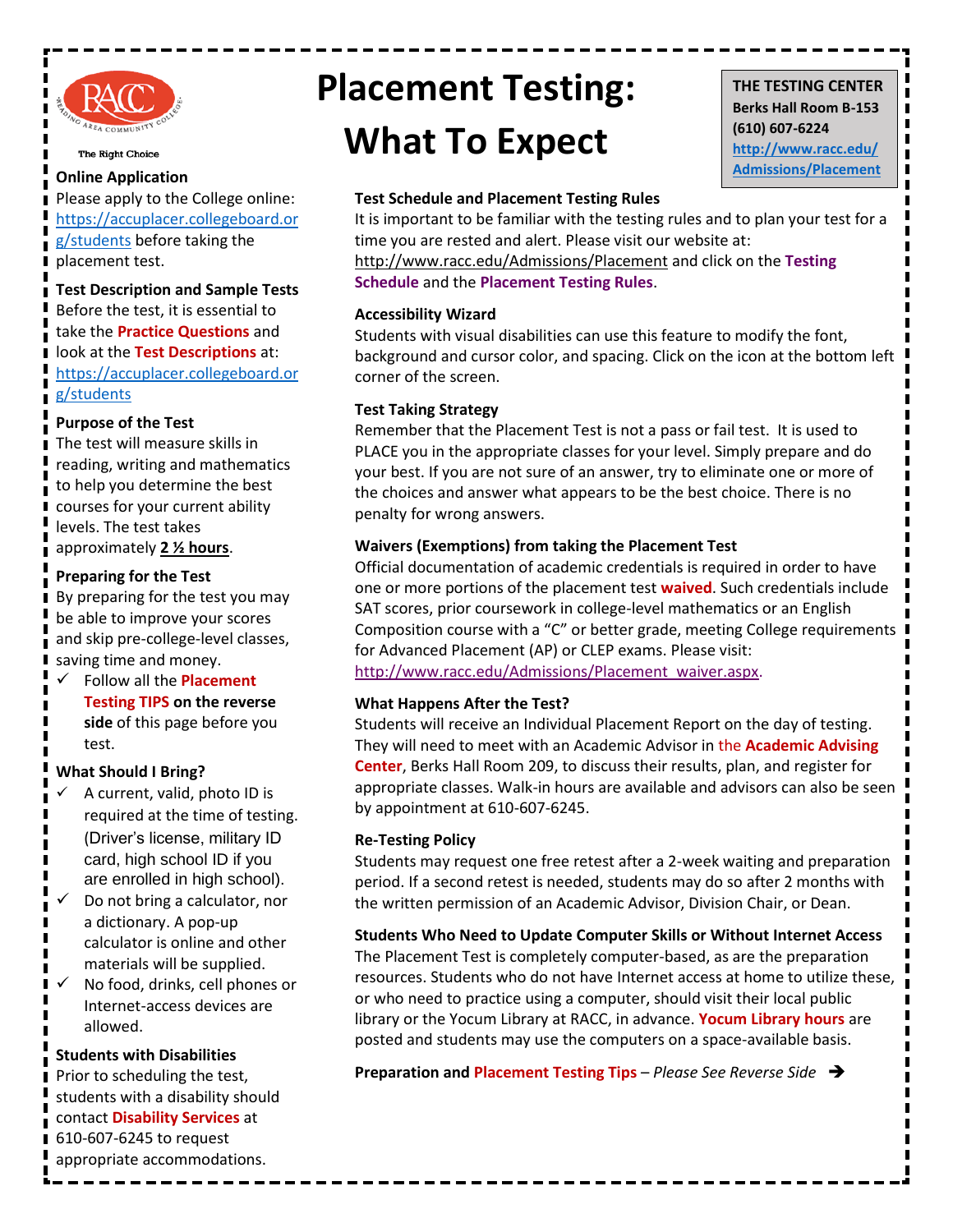RACC — Reading Area Community College

The Right Choice

# Placement Testing: What To Expect

**THE TESTING CENTER**
**Berks Hall Room B-153**
**(610) 607-6224**
**[http://www.racc.edu/Admissions/Placement](http://www.racc.edu/Admissions/Placement)**

### Online Application

Please apply to the College online: [https://accuplacer.collegeboard.org/students](https://accuplacer.collegeboard.org/students) before taking the placement test.

### Test Description and Sample Tests

Before the test, it is essential to take the **Practice Questions** and look at the **Test Descriptions** at: [https://accuplacer.collegeboard.org/students](https://accuplacer.collegeboard.org/students)

### Purpose of the Test

The test will measure skills in reading, writing and mathematics to help you determine the best courses for your current ability levels. The test takes approximately **2 ½ hours**.

### Preparing for the Test

By preparing for the test you may be able to improve your scores and skip pre-college-level classes, saving time and money.

- ✓ Follow all the **Placement Testing TIPS on the reverse side** of this page before you test.

### What Should I Bring?

- ✓ A current, valid, photo ID is required at the time of testing. (Driver's license, military ID card, high school ID if you are enrolled in high school).
- ✓ Do not bring a calculator, nor a dictionary. A pop-up calculator is online and other materials will be supplied.
- ✓ No food, drinks, cell phones or Internet-access devices are allowed.

### Students with Disabilities

Prior to scheduling the test, students with a disability should contact **Disability Services** at 610-607-6245 to request appropriate accommodations.

### Test Schedule and Placement Testing Rules

It is important to be familiar with the testing rules and to plan your test for a time you are rested and alert. Please visit our website at: http://www.racc.edu/Admissions/Placement and click on the **Testing Schedule** and the **Placement Testing Rules**.

### Accessibility Wizard

Students with visual disabilities can use this feature to modify the font, background and cursor color, and spacing. Click on the icon at the bottom left corner of the screen.

### Test Taking Strategy

Remember that the Placement Test is not a pass or fail test. It is used to PLACE you in the appropriate classes for your level. Simply prepare and do your best. If you are not sure of an answer, try to eliminate one or more of the choices and answer what appears to be the best choice. There is no penalty for wrong answers.

### Waivers (Exemptions) from taking the Placement Test

Official documentation of academic credentials is required in order to have one or more portions of the placement test **waived**. Such credentials include SAT scores, prior coursework in college-level mathematics or an English Composition course with a "C" or better grade, meeting College requirements for Advanced Placement (AP) or CLEP exams. Please visit: [http://www.racc.edu/Admissions/Placement_waiver.aspx](http://www.racc.edu/Admissions/Placement_waiver.aspx).

### What Happens After the Test?

Students will receive an Individual Placement Report on the day of testing. They will need to meet with an Academic Advisor in the **Academic Advising Center**, Berks Hall Room 209, to discuss their results, plan, and register for appropriate classes. Walk-in hours are available and advisors can also be seen by appointment at 610-607-6245.

### Re-Testing Policy

Students may request one free retest after a 2-week waiting and preparation period. If a second retest is needed, students may do so after 2 months with the written permission of an Academic Advisor, Division Chair, or Dean.

### Students Who Need to Update Computer Skills or Without Internet Access

The Placement Test is completely computer-based, as are the preparation resources. Students who do not have Internet access at home to utilize these, or who need to practice using a computer, should visit their local public library or the Yocum Library at RACC, in advance. **Yocum Library hours** are posted and students may use the computers on a space-available basis.

**Preparation and Placement Testing Tips** – *Please See Reverse Side* ➔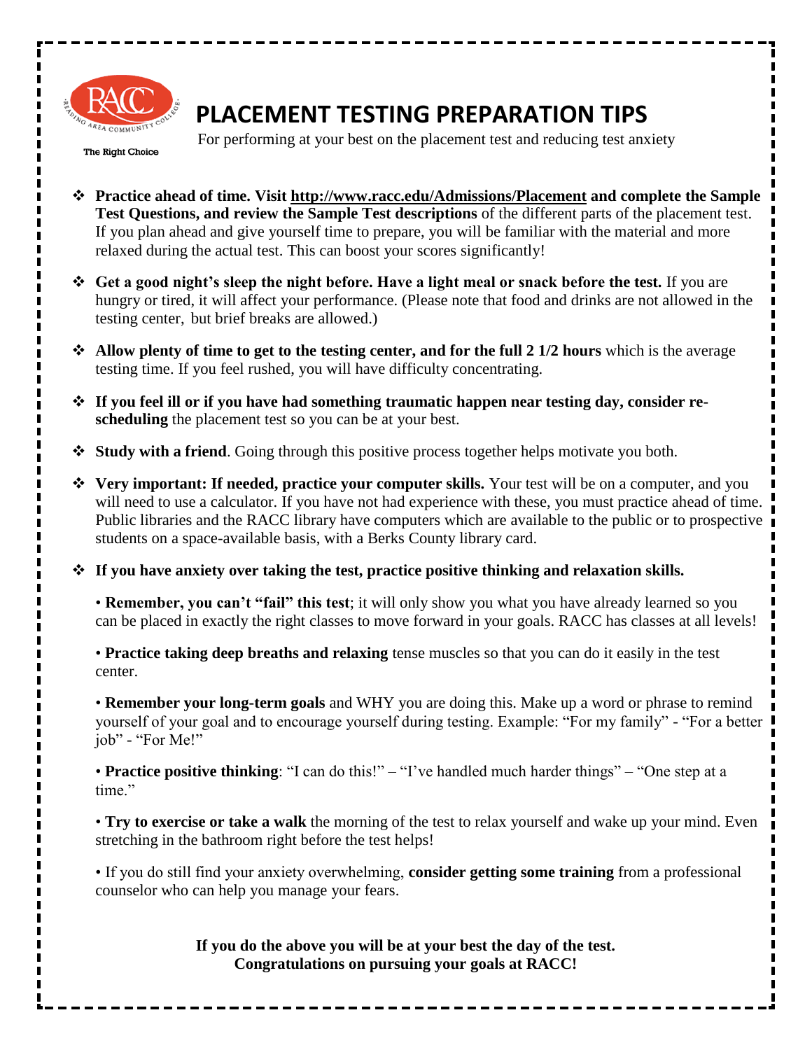# PLACEMENT TESTING PREPARATION TIPS

For performing at your best on the placement test and reducing test anxiety

- **Practice ahead of time. Visit http://www.racc.edu/Admissions/Placement and complete the Sample Test Questions, and review the Sample Test descriptions** of the different parts of the placement test. If you plan ahead and give yourself time to prepare, you will be familiar with the material and more relaxed during the actual test. This can boost your scores significantly!

- **Get a good night's sleep the night before. Have a light meal or snack before the test.** If you are hungry or tired, it will affect your performance. (Please note that food and drinks are not allowed in the testing center, but brief breaks are allowed.)

- **Allow plenty of time to get to the testing center, and for the full 2 1/2 hours** which is the average testing time. If you feel rushed, you will have difficulty concentrating.

- **If you feel ill or if you have had something traumatic happen near testing day, consider re-scheduling** the placement test so you can be at your best.

- **Study with a friend**. Going through this positive process together helps motivate you both.

- **Very important: If needed, practice your computer skills.** Your test will be on a computer, and you will need to use a calculator. If you have not had experience with these, you must practice ahead of time. Public libraries and the RACC library have computers which are available to the public or to prospective students on a space-available basis, with a Berks County library card.

- **If you have anxiety over taking the test, practice positive thinking and relaxation skills.**

  - **Remember, you can't "fail" this test**; it will only show you what you have already learned so you can be placed in exactly the right classes to move forward in your goals. RACC has classes at all levels!

  - **Practice taking deep breaths and relaxing** tense muscles so that you can do it easily in the test center.

  - **Remember your long-term goals** and WHY you are doing this. Make up a word or phrase to remind yourself of your goal and to encourage yourself during testing. Example: "For my family" - "For a better job" - "For Me!"

  - **Practice positive thinking**: "I can do this!" – "I've handled much harder things" – "One step at a time."

  - **Try to exercise or take a walk** the morning of the test to relax yourself and wake up your mind. Even stretching in the bathroom right before the test helps!

  - If you do still find your anxiety overwhelming, **consider getting some training** from a professional counselor who can help you manage your fears.

**If you do the above you will be at your best the day of the test.**
**Congratulations on pursuing your goals at RACC!**